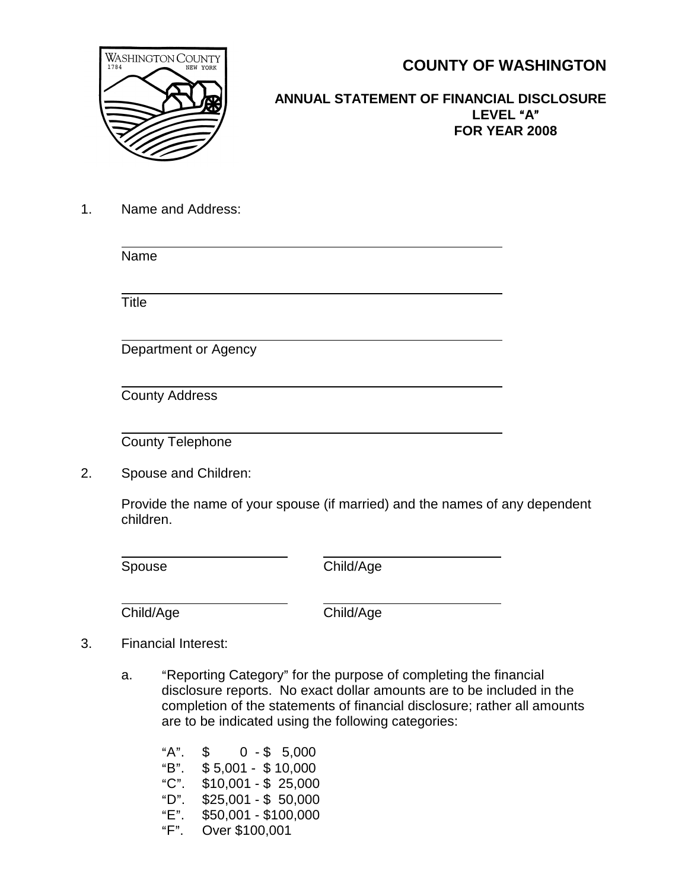# COUNTY OF WASHINGTON

## ANNUAL STATEMENT OF FINANCIAL DISCLOSURE
## LEVEL "A"
## FOR YEAR 2008

1. Name and Address:

   ______________________________
   Name

   ______________________________
   Title

   ______________________________
   Department or Agency

   ______________________________
   County Address

   ______________________________
   County Telephone

2. Spouse and Children:

   Provide the name of your spouse (if married) and the names of any dependent children.

   | | |
   |---|---|
   | Spouse | Child/Age |
   | Child/Age | Child/Age |

3. Financial Interest:

   a. "Reporting Category" for the purpose of completing the financial disclosure reports. No exact dollar amounts are to be included in the completion of the statements of financial disclosure; rather all amounts are to be indicated using the following categories:

      "A". $ 0 - $ 5,000
      "B". $ 5,001 - $ 10,000
      "C". $10,001 - $ 25,000
      "D". $25,001 - $ 50,000
      "E". $50,001 - $100,000
      "F". Over $100,001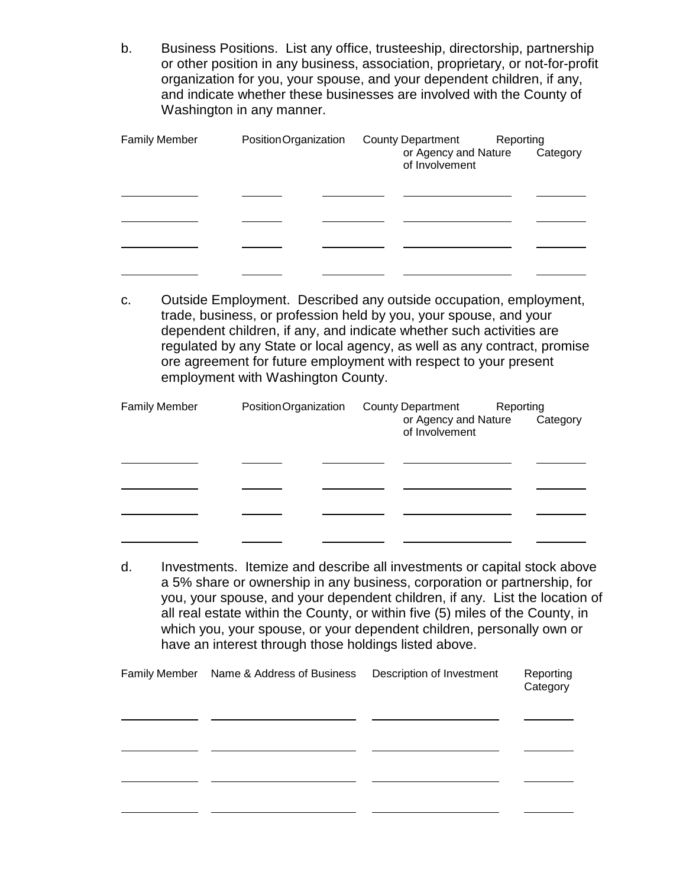b. Business Positions. List any office, trusteeship, directorship, partnership or other position in any business, association, proprietary, or not-for-profit organization for you, your spouse, and your dependent children, if any, and indicate whether these businesses are involved with the County of Washington in any manner.

| Family Member | Position | Organization | County Department or Agency and Nature of Involvement | Reporting Category |
|---|---|---|---|---|
| | | | | |
| | | | | |
| | | | | |
| | | | | |

c. Outside Employment. Described any outside occupation, employment, trade, business, or profession held by you, your spouse, and your dependent children, if any, and indicate whether such activities are regulated by any State or local agency, as well as any contract, promise ore agreement for future employment with respect to your present employment with Washington County.

| Family Member | Position | Organization | County Department or Agency and Nature of Involvement | Reporting Category |
|---|---|---|---|---|
| | | | | |
| | | | | |
| | | | | |
| | | | | |

d. Investments. Itemize and describe all investments or capital stock above a 5% share or ownership in any business, corporation or partnership, for you, your spouse, and your dependent children, if any. List the location of all real estate within the County, or within five (5) miles of the County, in which you, your spouse, or your dependent children, personally own or have an interest through those holdings listed above.

| Family Member | Name & Address of Business | Description of Investment | Reporting Category |
|---|---|---|---|
| | | | |
| | | | |
| | | | |
| | | | |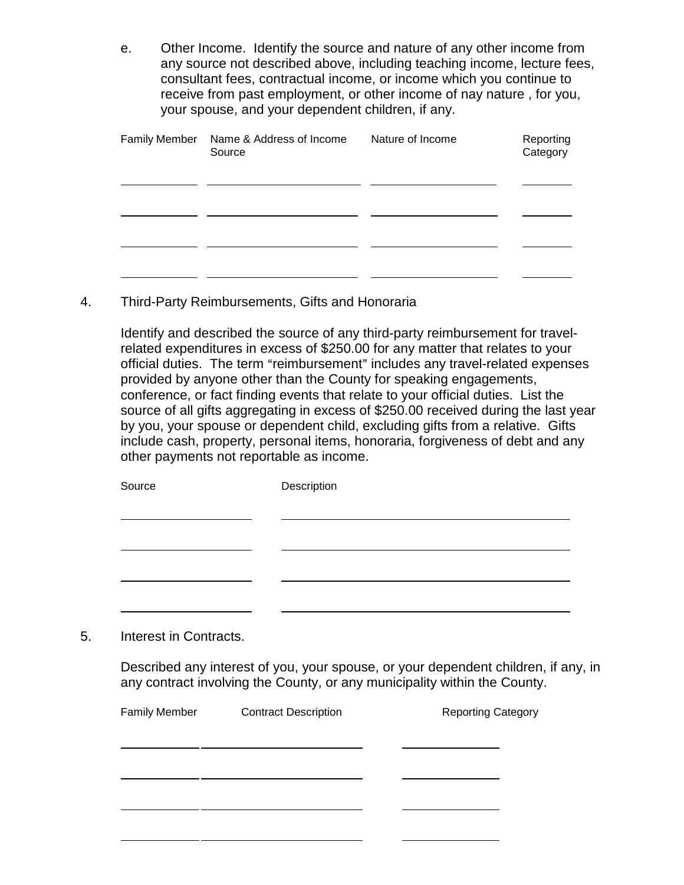e. Other Income. Identify the source and nature of any other income from any source not described above, including teaching income, lecture fees, consultant fees, contractual income, or income which you continue to receive from past employment, or other income of nay nature , for you, your spouse, and your dependent children, if any.

| Family Member | Name & Address of Income Source | Nature of Income | Reporting Category |
|---|---|---|---|
| | | | |
| | | | |
| | | | |
| | | | |

4. Third-Party Reimbursements, Gifts and Honoraria

Identify and described the source of any third-party reimbursement for travel-related expenditures in excess of $250.00 for any matter that relates to your official duties. The term "reimbursement" includes any travel-related expenses provided by anyone other than the County for speaking engagements, conference, or fact finding events that relate to your official duties. List the source of all gifts aggregating in excess of $250.00 received during the last year by you, your spouse or dependent child, excluding gifts from a relative. Gifts include cash, property, personal items, honoraria, forgiveness of debt and any other payments not reportable as income.

| Source | Description |
|---|---|
| | |
| | |
| | |
| | |

5. Interest in Contracts.

Described any interest of you, your spouse, or your dependent children, if any, in any contract involving the County, or any municipality within the County.

| Family Member | Contract Description | Reporting Category |
|---|---|---|
| | | |
| | | |
| | | |
| | | |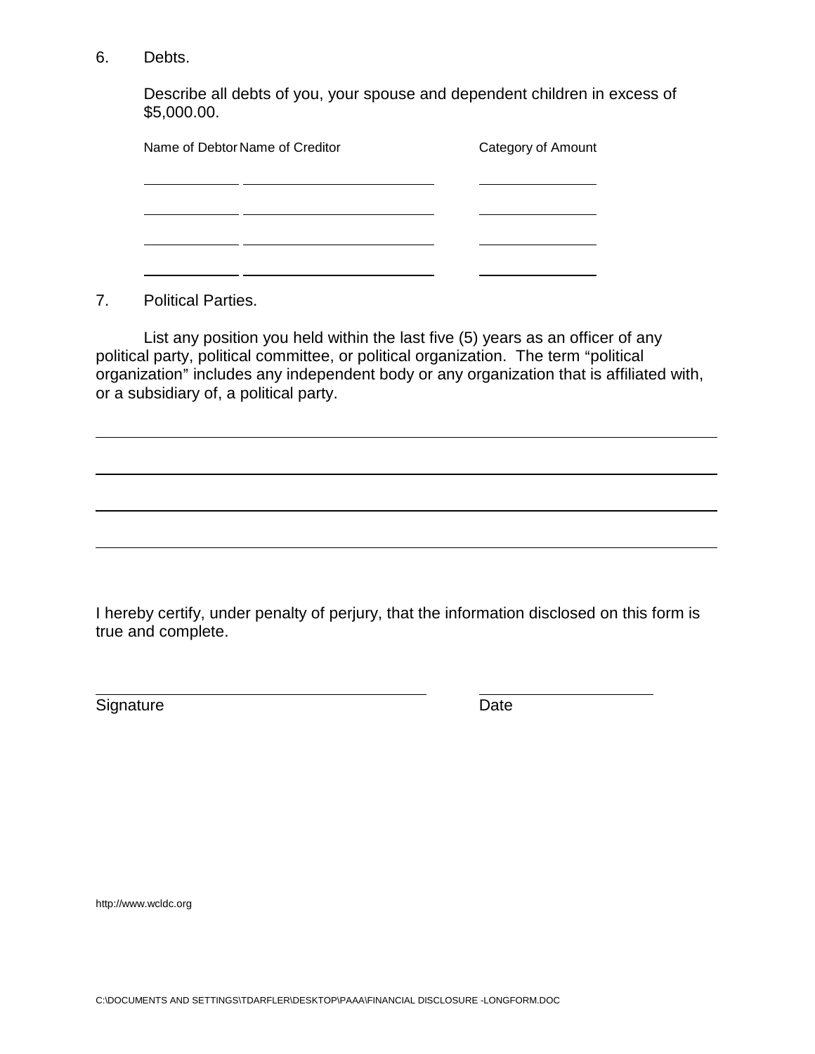6. Debts.

Describe all debts of you, your spouse and dependent children in excess of $5,000.00.

| Name of Debtor | Name of Creditor | Category of Amount |
|---|---|---|
| | | |
| | | |
| | | |
| | | |

7. Political Parties.

List any position you held within the last five (5) years as an officer of any political party, political committee, or political organization. The term "political organization" includes any independent body or any organization that is affiliated with, or a subsidiary of, a political party.

\_\_\_\_\_\_\_\_\_\_\_\_\_\_\_\_\_\_\_\_\_\_\_\_\_\_\_\_\_\_\_\_\_\_\_\_\_\_\_\_\_\_\_\_\_\_\_\_

\_\_\_\_\_\_\_\_\_\_\_\_\_\_\_\_\_\_\_\_\_\_\_\_\_\_\_\_\_\_\_\_\_\_\_\_\_\_\_\_\_\_\_\_\_\_\_\_

\_\_\_\_\_\_\_\_\_\_\_\_\_\_\_\_\_\_\_\_\_\_\_\_\_\_\_\_\_\_\_\_\_\_\_\_\_\_\_\_\_\_\_\_\_\_\_\_

\_\_\_\_\_\_\_\_\_\_\_\_\_\_\_\_\_\_\_\_\_\_\_\_\_\_\_\_\_\_\_\_\_\_\_\_\_\_\_\_\_\_\_\_\_\_\_\_

I hereby certify, under penalty of perjury, that the information disclosed on this form is true and complete.

\_\_\_\_\_\_\_\_\_\_\_\_\_\_\_\_\_\_\_\_\_\_\_\_\_\_\_\_\_\_ \_\_\_\_\_\_\_\_\_\_\_\_\_\_\_\_\_\_\_\_

Signature Date

http://www.wcldc.org

C:\DOCUMENTS AND SETTINGS\TDARFLER\DESKTOP\PAAA\FINANCIAL DISCLOSURE -LONGFORM.DOC